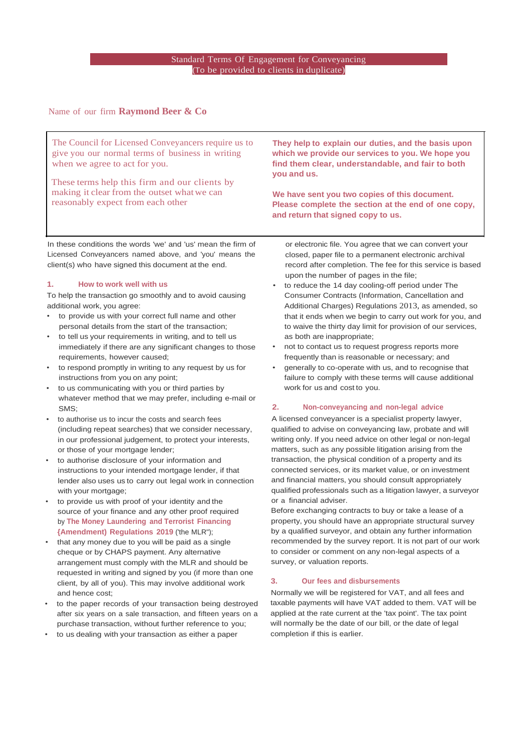# Standard Terms Of Engagement for Conveyancing

(To be provided to clients in duplicate)

Name of our firm **Raymond Beer & Co**

The Council for Licensed Conveyancers require us to give you our normal terms of business in writing when we agree to act for you.

These terms help this firm and our clients by making it clear from the outset what we can reasonably expect from each other

**They help to explain our duties, and the basis upon which we provide our services to you. We hope you find them clear, understandable, and fair to both you and us.**

**We have sent you two copies of this document. Please complete the section at the end of one copy, and return that signed copy to us.**

In these conditions the words 'we' and 'us' mean the firm of Licensed Conveyancers named above, and 'you' means the client(s) who have signed this document at the end.

## 1. How to work well with us

To help the transaction go smoothly and to avoid causing additional work, you agree:

- to provide us with your correct full name and other personal details from the start of the transaction;
- to tell us your requirements in writing, and to tell us immediately if there are any significant changes to those requirements, however caused;
- to respond promptly in writing to any request by us for instructions from you on any point;
- to us communicating with you or third parties by whatever method that we may prefer, including e-mail or SMS;
- to authorise us to incur the costs and search fees (including repeat searches) that we consider necessary, in our professional judgement, to protect your interests, or those of your mortgage lender;
- to authorise disclosure of your information and instructions to your intended mortgage lender, if that lender also uses us to carry out legal work in connection with your mortgage;
- to provide us with proof of your identity and the source of your finance and any other proof required by **The Money Laundering and Terrorist Financing (Amendment) Regulations 2019** ('the MLR');
- that any money due to you will be paid as a single cheque or by CHAPS payment. Any alternative arrangement must comply with the MLR and should be requested in writing and signed by you (if more than one client, by all of you). This may involve additional work and hence cost;
- to the paper records of your transaction being destroyed after six years on a sale transaction, and fifteen years on a purchase transaction, without further reference to you;
- to us dealing with your transaction as either a paper or electronic file. You agree that we can convert your closed, paper file to a permanent electronic archival record after completion. The fee for this service is based upon the number of pages in the file;
- to reduce the 14 day cooling-off period under The Consumer Contracts (Information, Cancellation and Additional Charges) Regulations 2013, as amended, so that it ends when we begin to carry out work for you, and to waive the thirty day time limit for provision of our services, as both are inappropriate;
- not to contact us to request progress reports more frequently than is reasonable or necessary; and
- generally to co-operate with us, and to recognise that failure to comply with these terms will cause additional work for us and cost to you.

## 2. Non-conveyancing and non-legal advice

A licensed conveyancer is a specialist property lawyer, qualified to advise on conveyancing law, probate and will writing only. If you need advice on other legal or non-legal matters, such as any possible litigation arising from the transaction, the physical condition of a property and its connected services, or its market value, or on investment and financial matters, you should consult appropriately qualified professionals such as a litigation lawyer, a surveyor or a financial adviser.

Before exchanging contracts to buy or take a lease of a property, you should have an appropriate structural survey by a qualified surveyor, and obtain any further information recommended by the survey report. It is not part of our work to consider or comment on any non-legal aspects of a survey, or valuation reports.

## 3. Our fees and disbursements

Normally we will be registered for VAT, and all fees and taxable payments will have VAT added to them. VAT will be applied at the rate current at the 'tax point'. The tax point will normally be the date of our bill, or the date of legal completion if this is earlier.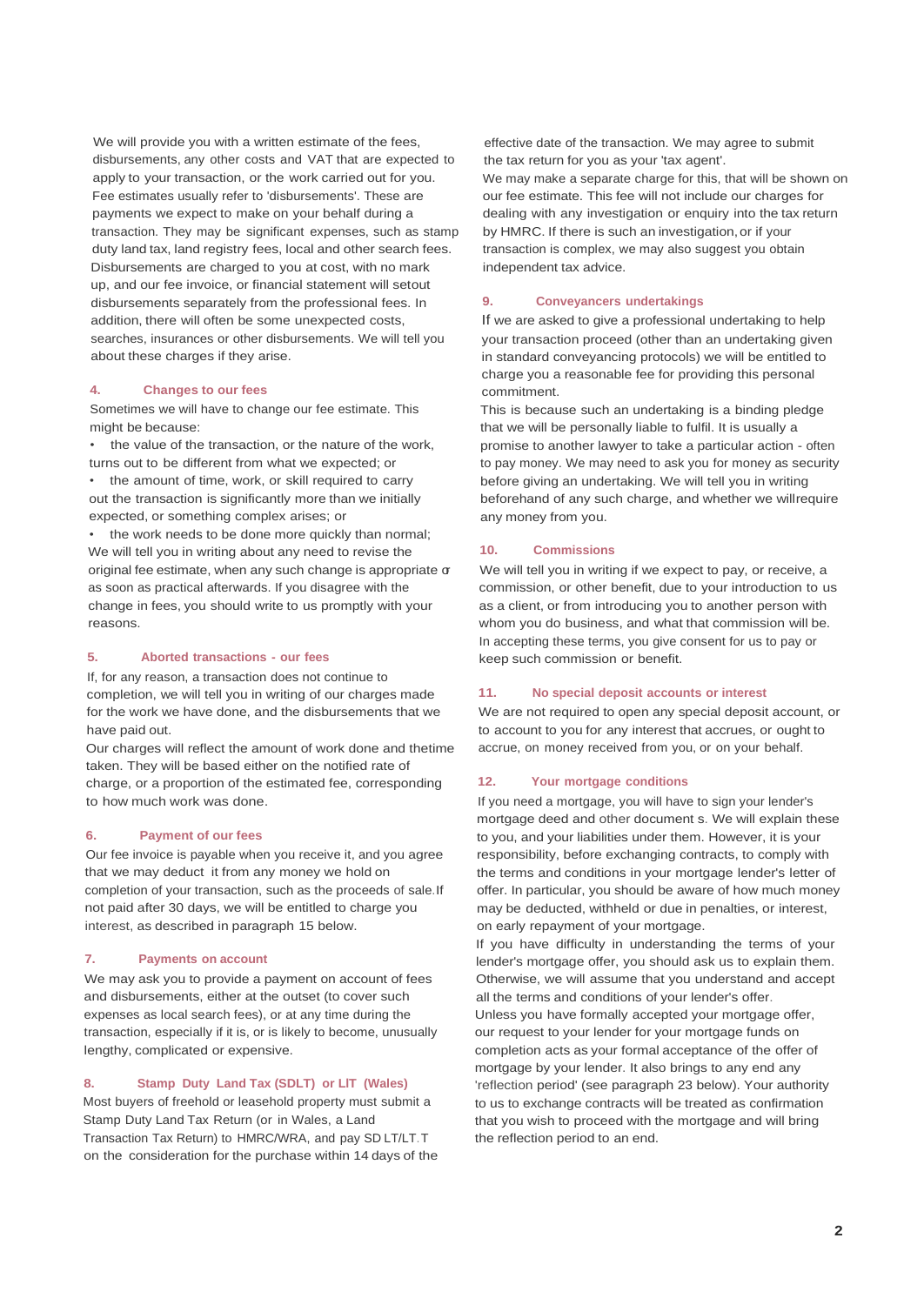We will provide you with a written estimate of the fees, disbursements, any other costs and VAT that are expected to apply to your transaction, or the work carried out for you. Fee estimates usually refer to 'disbursements'. These are payments we expect to make on your behalf during a transaction. They may be significant expenses, such as stamp duty land tax, land registry fees, local and other search fees. Disbursements are charged to you at cost, with no mark up, and our fee invoice, or financial statement will setout disbursements separately from the professional fees. In addition, there will often be some unexpected costs, searches, insurances or other disbursements. We will tell you about these charges if they arise.

### 4. Changes to our fees

Sometimes we will have to change our fee estimate. This might be because:

- the value of the transaction, or the nature of the work, turns out to be different from what we expected; or
- the amount of time, work, or skill required to carry out the transaction is significantly more than we initially expected, or something complex arises; or
- the work needs to be done more quickly than normal;

We will tell you in writing about any need to revise the original fee estimate, when any such change is appropriate or as soon as practical afterwards. If you disagree with the change in fees, you should write to us promptly with your reasons.

### 5. Aborted transactions - our fees

If, for any reason, a transaction does not continue to completion, we will tell you in writing of our charges made for the work we have done, and the disbursements that we have paid out.

Our charges will reflect the amount of work done and thetime taken. They will be based either on the notified rate of charge, or a proportion of the estimated fee, corresponding to how much work was done.

### 6. Payment of our fees

Our fee invoice is payable when you receive it, and you agree that we may deduct it from any money we hold on completion of your transaction, such as the proceeds of sale. If not paid after 30 days, we will be entitled to charge you interest, as described in paragraph 15 below.

### 7. Payments on account

We may ask you to provide a payment on account of fees and disbursements, either at the outset (to cover such expenses as local search fees), or at any time during the transaction, especially if it is, or is likely to become, unusually lengthy, complicated or expensive.

### 8. Stamp Duty Land Tax (SDLT) or LIT (Wales)

Most buyers of freehold or leasehold property must submit a Stamp Duty Land Tax Return (or in Wales, a Land Transaction Tax Return) to HMRC/WRA, and pay SD LT/LT.T on the consideration for the purchase within 14 days of the effective date of the transaction. We may agree to submit the tax return for you as your 'tax agent'.

We may make a separate charge for this, that will be shown on our fee estimate. This fee will not include our charges for dealing with any investigation or enquiry into the tax return by HMRC. If there is such an investigation, or if your transaction is complex, we may also suggest you obtain independent tax advice.

### 9. Conveyancers undertakings

If we are asked to give a professional undertaking to help your transaction proceed (other than an undertaking given in standard conveyancing protocols) we will be entitled to charge you a reasonable fee for providing this personal commitment.

This is because such an undertaking is a binding pledge that we will be personally liable to fulfil. It is usually a promise to another lawyer to take a particular action - often to pay money. We may need to ask you for money as security before giving an undertaking. We will tell you in writing beforehand of any such charge, and whether we willrequire any money from you.

### 10. Commissions

We will tell you in writing if we expect to pay, or receive, a commission, or other benefit, due to your introduction to us as a client, or from introducing you to another person with whom you do business, and what that commission will be. In accepting these terms, you give consent for us to pay or keep such commission or benefit.

### 11. No special deposit accounts or interest

We are not required to open any special deposit account, or to account to you for any interest that accrues, or ought to accrue, on money received from you, or on your behalf.

### 12. Your mortgage conditions

If you need a mortgage, you will have to sign your lender's mortgage deed and other document s. We will explain these to you, and your liabilities under them. However, it is your responsibility, before exchanging contracts, to comply with the terms and conditions in your mortgage lender's letter of offer. In particular, you should be aware of how much money may be deducted, withheld or due in penalties, or interest, on early repayment of your mortgage.

If you have difficulty in understanding the terms of your lender's mortgage offer, you should ask us to explain them. Otherwise, we will assume that you understand and accept all the terms and conditions of your lender's offer.

Unless you have formally accepted your mortgage offer, our request to your lender for your mortgage funds on completion acts as your formal acceptance of the offer of mortgage by your lender. It also brings to any end any 'reflection period' (see paragraph 23 below). Your authority to us to exchange contracts will be treated as confirmation that you wish to proceed with the mortgage and will bring the reflection period to an end.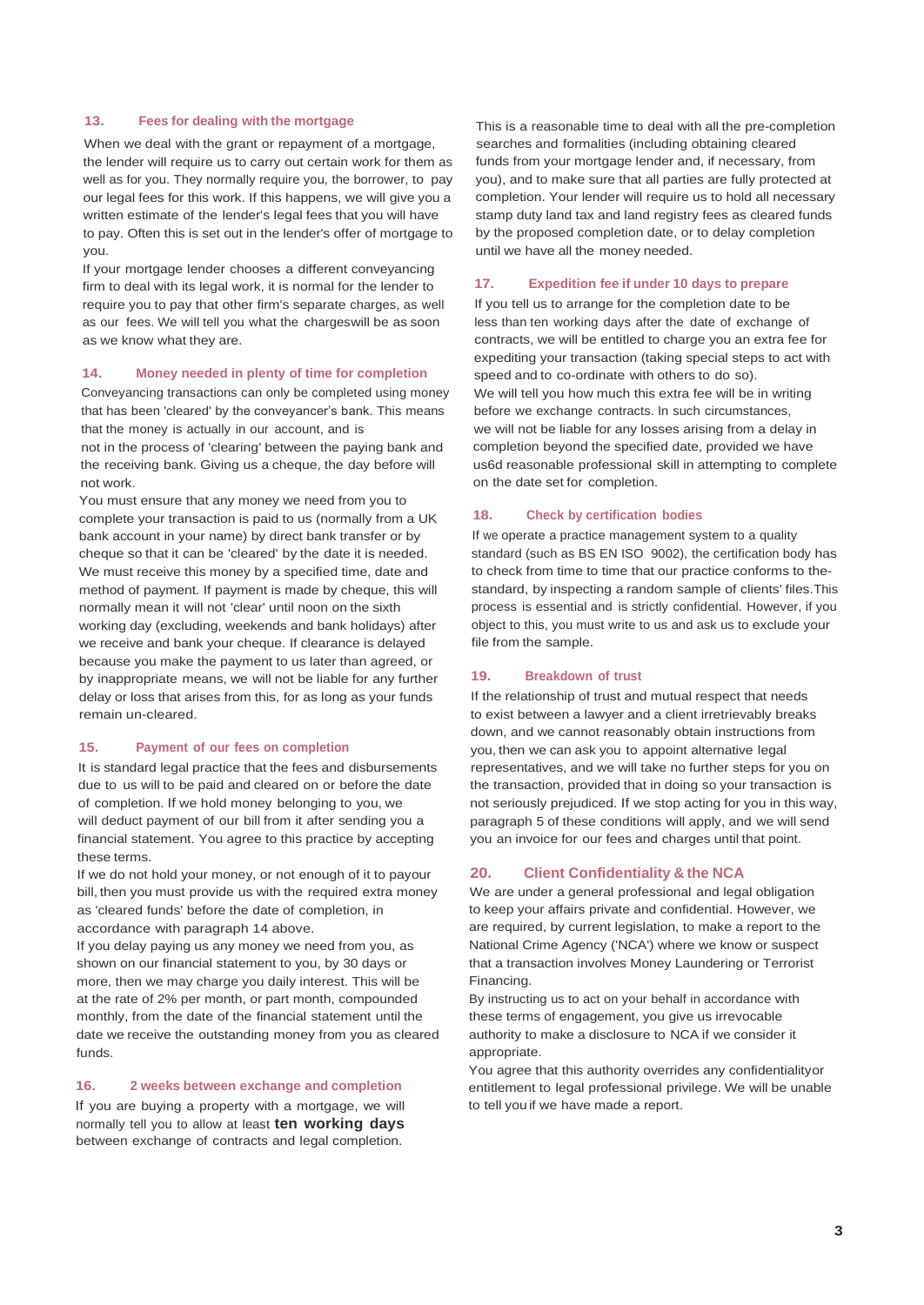### 13. Fees for dealing with the mortgage

When we deal with the grant or repayment of a mortgage, the lender will require us to carry out certain work for them as well as for you. They normally require you, the borrower, to pay our legal fees for this work. If this happens, we will give you a written estimate of the lender's legal fees that you will have to pay. Often this is set out in the lender's offer of mortgage to you.

If your mortgage lender chooses a different conveyancing firm to deal with its legal work, it is normal for the lender to require you to pay that other firm's separate charges, as well as our fees. We will tell you what the chargeswill be as soon as we know what they are.

### 14. Money needed in plenty of time for completion

Conveyancing transactions can only be completed using money that has been 'cleared' by the conveyancer's bank. This means that the money is actually in our account, and is not in the process of 'clearing' between the paying bank and the receiving bank. Giving us a cheque, the day before will not work.

You must ensure that any money we need from you to complete your transaction is paid to us (normally from a UK bank account in your name) by direct bank transfer or by cheque so that it can be 'cleared' by the date it is needed. We must receive this money by a specified time, date and method of payment. If payment is made by cheque, this will normally mean it will not 'clear' until noon on the sixth working day (excluding, weekends and bank holidays) after we receive and bank your cheque. If clearance is delayed because you make the payment to us later than agreed, or by inappropriate means, we will not be liable for any further delay or loss that arises from this, for as long as your funds remain un-cleared.

### 15. Payment of our fees on completion

It is standard legal practice that the fees and disbursements due to us will to be paid and cleared on or before the date of completion. If we hold money belonging to you, we will deduct payment of our bill from it after sending you a financial statement. You agree to this practice by accepting these terms.

If we do not hold your money, or not enough of it to payour bill, then you must provide us with the required extra money as 'cleared funds' before the date of completion, in accordance with paragraph 14 above.

If you delay paying us any money we need from you, as shown on our financial statement to you, by 30 days or more, then we may charge you daily interest. This will be at the rate of 2% per month, or part month, compounded monthly, from the date of the financial statement until the date we receive the outstanding money from you as cleared funds.

### 16. 2 weeks between exchange and completion

If you are buying a property with a mortgage, we will normally tell you to allow at least **ten working days** between exchange of contracts and legal completion.

This is a reasonable time to deal with all the pre-completion searches and formalities (including obtaining cleared funds from your mortgage lender and, if necessary, from you), and to make sure that all parties are fully protected at completion. Your lender will require us to hold all necessary stamp duty land tax and land registry fees as cleared funds by the proposed completion date, or to delay completion until we have all the money needed.

### 17. Expedition fee if under 10 days to prepare

If you tell us to arrange for the completion date to be less than ten working days after the date of exchange of contracts, we will be entitled to charge you an extra fee for expediting your transaction (taking special steps to act with speed and to co-ordinate with others to do so).

We will tell you how much this extra fee will be in writing before we exchange contracts. In such circumstances, we will not be liable for any losses arising from a delay in completion beyond the specified date, provided we have us6d reasonable professional skill in attempting to complete on the date set for completion.

### 18. Check by certification bodies

If we operate a practice management system to a quality standard (such as BS EN ISO 9002), the certification body has to check from time to time that our practice conforms to the-standard, by inspecting a random sample of clients' files.This process is essential and is strictly confidential. However, if you object to this, you must write to us and ask us to exclude your file from the sample.

### 19. Breakdown of trust

If the relationship of trust and mutual respect that needs to exist between a lawyer and a client irretrievably breaks down, and we cannot reasonably obtain instructions from you, then we can ask you to appoint alternative legal representatives, and we will take no further steps for you on the transaction, provided that in doing so your transaction is not seriously prejudiced. If we stop acting for you in this way, paragraph 5 of these conditions will apply, and we will send you an invoice for our fees and charges until that point.

### 20. Client Confidentiality & the NCA

We are under a general professional and legal obligation to keep your affairs private and confidential. However, we are required, by current legislation, to make a report to the National Crime Agency ('NCA') where we know or suspect that a transaction involves Money Laundering or Terrorist Financing.

By instructing us to act on your behalf in accordance with these terms of engagement, you give us irrevocable authority to make a disclosure to NCA if we consider it appropriate.

You agree that this authority overrides any confidentialityor entitlement to legal professional privilege. We will be unable to tell you if we have made a report.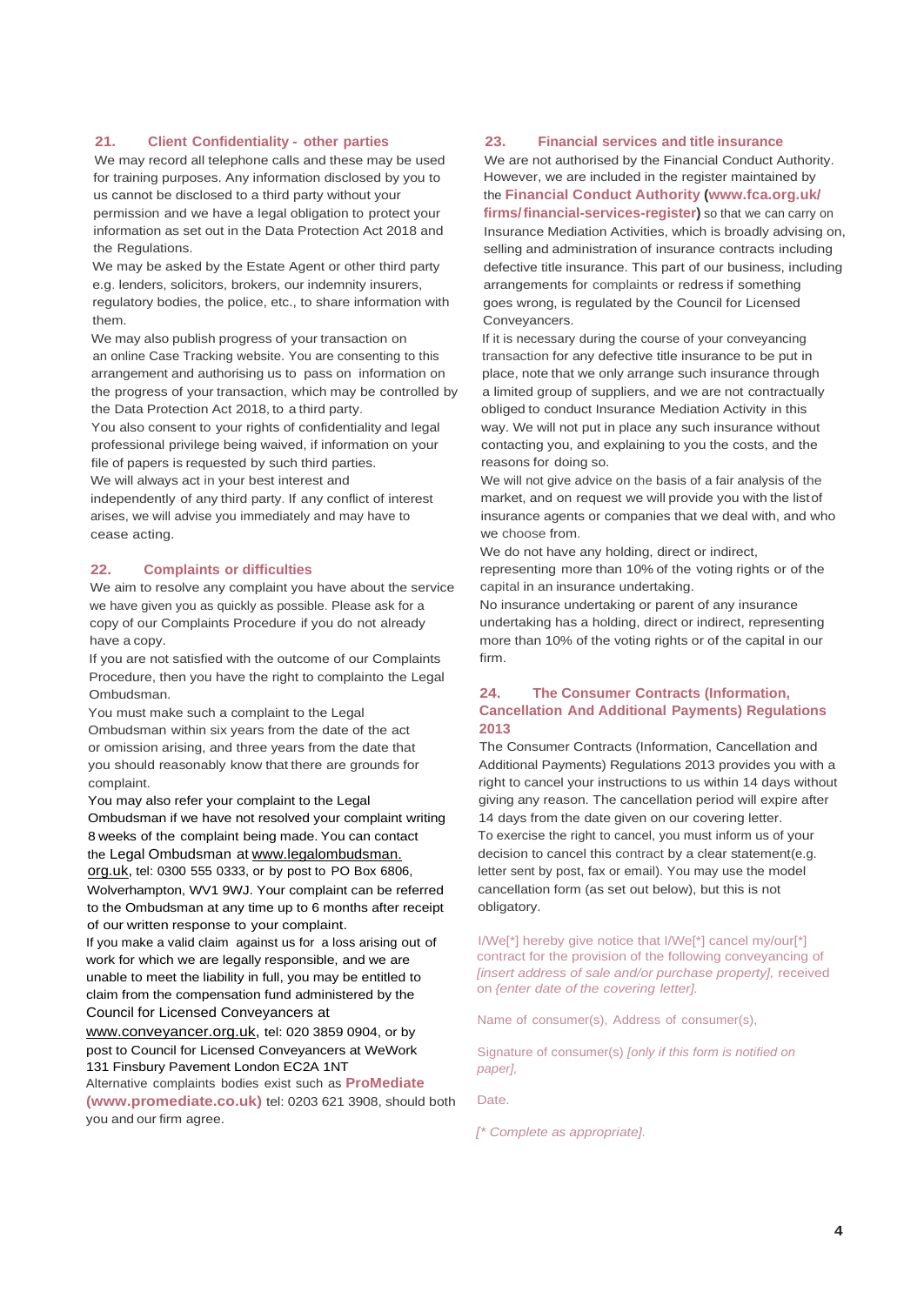## 21. Client Confidentiality - other parties

We may record all telephone calls and these may be used for training purposes. Any information disclosed by you to us cannot be disclosed to a third party without your permission and we have a legal obligation to protect your information as set out in the Data Protection Act 2018 and the Regulations.

We may be asked by the Estate Agent or other third party e.g. lenders, solicitors, brokers, our indemnity insurers, regulatory bodies, the police, etc., to share information with them.

We may also publish progress of your transaction on an online Case Tracking website. You are consenting to this arrangement and authorising us to pass on information on the progress of your transaction, which may be controlled by the Data Protection Act 2018, to a third party.

You also consent to your rights of confidentiality and legal professional privilege being waived, if information on your file of papers is requested by such third parties.

We will always act in your best interest and independently of any third party. If any conflict of interest arises, we will advise you immediately and may have to cease acting.

## 22. Complaints or difficulties

We aim to resolve any complaint you have about the service we have given you as quickly as possible. Please ask for a copy of our Complaints Procedure if you do not already have a copy.

If you are not satisfied with the outcome of our Complaints Procedure, then you have the right to complainto the Legal Ombudsman.

You must make such a complaint to the Legal Ombudsman within six years from the date of the act or omission arising, and three years from the date that you should reasonably know that there are grounds for complaint.

You may also refer your complaint to the Legal Ombudsman if we have not resolved your complaint writing 8 weeks of the complaint being made. You can contact the Legal Ombudsman at www.legalombudsman.org.uk, tel: 0300 555 0333, or by post to PO Box 6806, Wolverhampton, WV1 9WJ. Your complaint can be referred to the Ombudsman at any time up to 6 months after receipt of our written response to your complaint.

If you make a valid claim against us for a loss arising out of work for which we are legally responsible, and we are unable to meet the liability in full, you may be entitled to claim from the compensation fund administered by the Council for Licensed Conveyancers at www.conveyancer.org.uk, tel: 020 3859 0904, or by post to Council for Licensed Conveyancers at WeWork 131 Finsbury Pavement London EC2A 1NT

Alternative complaints bodies exist such as **ProMediate (www.promediate.co.uk)** tel: 0203 621 3908, should both you and our firm agree.

## 23. Financial services and title insurance

We are not authorised by the Financial Conduct Authority. However, we are included in the register maintained by the **Financial Conduct Authority (www.fca.org.uk/firms/financial-services-register)** so that we can carry on Insurance Mediation Activities, which is broadly advising on, selling and administration of insurance contracts including defective title insurance. This part of our business, including arrangements for complaints or redress if something goes wrong, is regulated by the Council for Licensed Conveyancers.

If it is necessary during the course of your conveyancing transaction for any defective title insurance to be put in place, note that we only arrange such insurance through a limited group of suppliers, and we are not contractually obliged to conduct Insurance Mediation Activity in this way. We will not put in place any such insurance without contacting you, and explaining to you the costs, and the reasons for doing so.

We will not give advice on the basis of a fair analysis of the market, and on request we will provide you with the listof insurance agents or companies that we deal with, and who we choose from.

We do not have any holding, direct or indirect, representing more than 10% of the voting rights or of the capital in an insurance undertaking.

No insurance undertaking or parent of any insurance undertaking has a holding, direct or indirect, representing more than 10% of the voting rights or of the capital in our firm.

## 24. The Consumer Contracts (Information, Cancellation And Additional Payments) Regulations 2013

The Consumer Contracts (Information, Cancellation and Additional Payments) Regulations 2013 provides you with a right to cancel your instructions to us within 14 days without giving any reason. The cancellation period will expire after 14 days from the date given on our covering letter.

To exercise the right to cancel, you must inform us of your decision to cancel this contract by a clear statement(e.g. letter sent by post, fax or email). You may use the model cancellation form (as set out below), but this is not obligatory.

I/We[*] hereby give notice that I/We[*] cancel my/our[*] contract for the provision of the following conveyancing of *[insert address of sale and/or purchase property]*, received on *{enter date of the covering letter]*.

Name of consumer(s), Address of consumer(s),

Signature of consumer(s) *[only if this form is notified on paper]*,

Date.

*[* Complete as appropriate]*.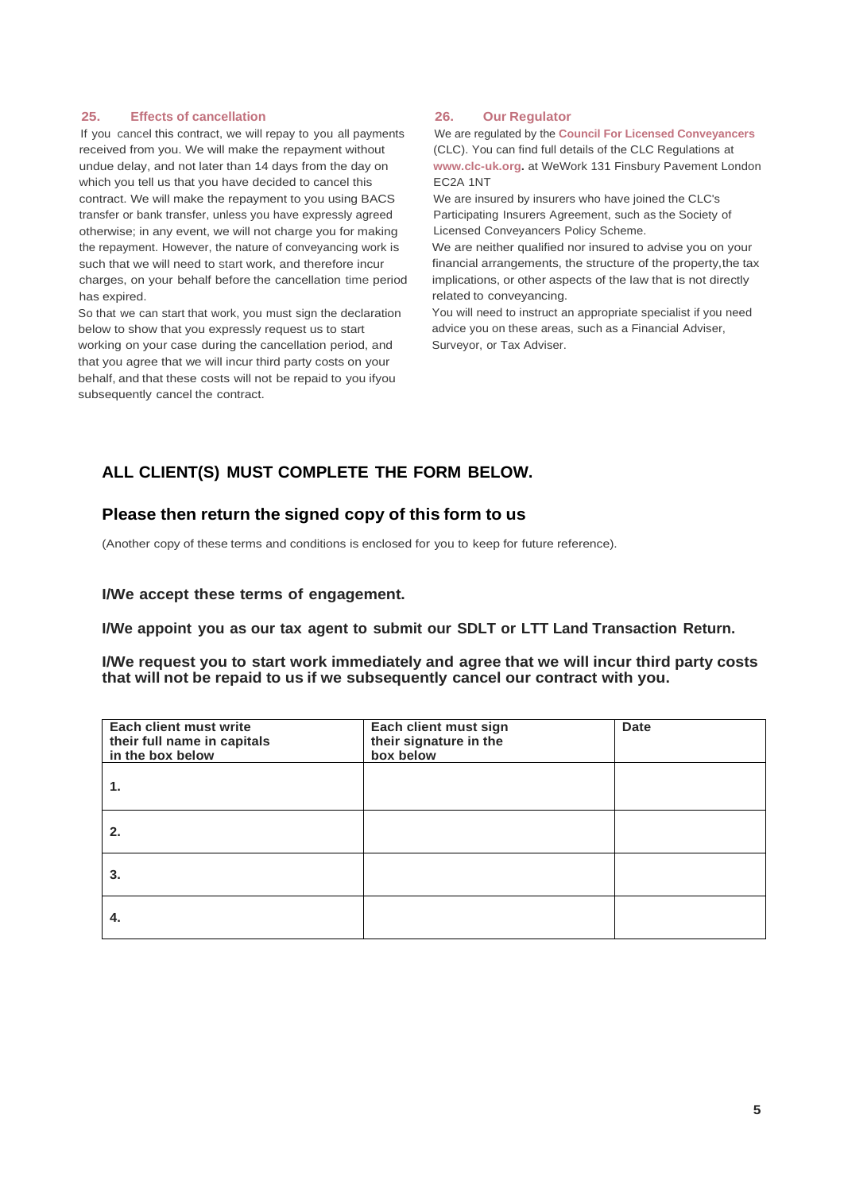## 25. Effects of cancellation

If you cancel this contract, we will repay to you all payments received from you. We will make the repayment without undue delay, and not later than 14 days from the day on which you tell us that you have decided to cancel this contract. We will make the repayment to you using BACS transfer or bank transfer, unless you have expressly agreed otherwise; in any event, we will not charge you for making the repayment. However, the nature of conveyancing work is such that we will need to start work, and therefore incur charges, on your behalf before the cancellation time period has expired.

So that we can start that work, you must sign the declaration below to show that you expressly request us to start working on your case during the cancellation period, and that you agree that we will incur third party costs on your behalf, and that these costs will not be repaid to you ifyou subsequently cancel the contract.

## 26. Our Regulator

We are regulated by the **Council For Licensed Conveyancers** (CLC). You can find full details of the CLC Regulations at **www.clc-uk.org.** at WeWork 131 Finsbury Pavement London EC2A 1NT

We are insured by insurers who have joined the CLC's Participating Insurers Agreement, such as the Society of Licensed Conveyancers Policy Scheme.

We are neither qualified nor insured to advise you on your financial arrangements, the structure of the property,the tax implications, or other aspects of the law that is not directly related to conveyancing.

You will need to instruct an appropriate specialist if you need advice you on these areas, such as a Financial Adviser, Surveyor, or Tax Adviser.

## ALL CLIENT(S) MUST COMPLETE THE FORM BELOW.

### Please then return the signed copy of this form to us

(Another copy of these terms and conditions is enclosed for you to keep for future reference).

**I/We accept these terms of engagement.**

**I/We appoint you as our tax agent to submit our SDLT or LTT Land Transaction Return.**

**I/We request you to start work immediately and agree that we will incur third party costs that will not be repaid to us if we subsequently cancel our contract with you.**

| Each client must write their full name in capitals in the box below | Each client must sign their signature in the box below | Date |
|---|---|---|
| 1. | | |
| 2. | | |
| 3. | | |
| 4. | | |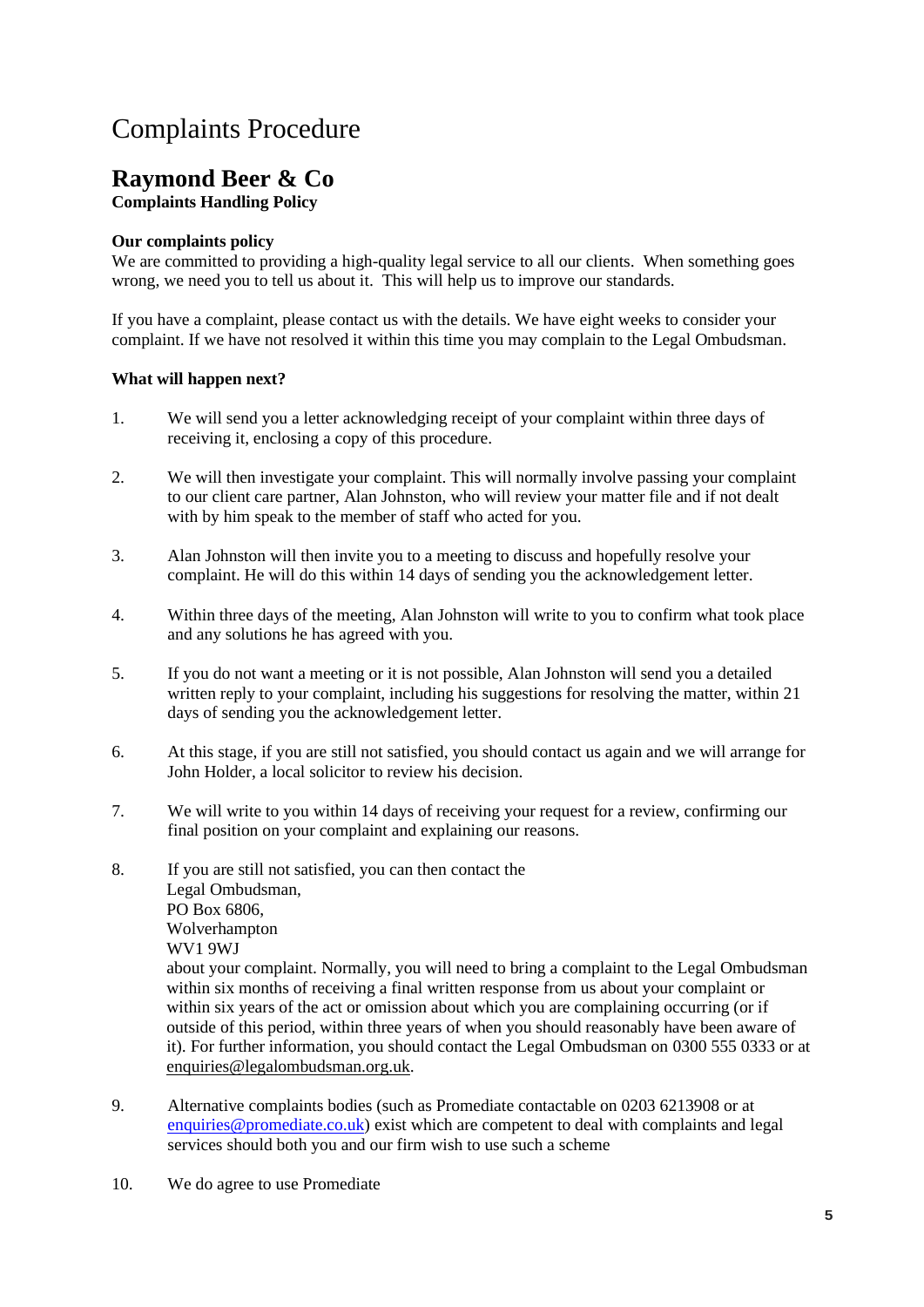# Complaints Procedure

## Raymond Beer & Co

**Complaints Handling Policy**

**Our complaints policy**

We are committed to providing a high-quality legal service to all our clients. When something goes wrong, we need you to tell us about it. This will help us to improve our standards.

If you have a complaint, please contact us with the details. We have eight weeks to consider your complaint. If we have not resolved it within this time you may complain to the Legal Ombudsman.

**What will happen next?**

1. We will send you a letter acknowledging receipt of your complaint within three days of receiving it, enclosing a copy of this procedure.

2. We will then investigate your complaint. This will normally involve passing your complaint to our client care partner, Alan Johnston, who will review your matter file and if not dealt with by him speak to the member of staff who acted for you.

3. Alan Johnston will then invite you to a meeting to discuss and hopefully resolve your complaint. He will do this within 14 days of sending you the acknowledgement letter.

4. Within three days of the meeting, Alan Johnston will write to you to confirm what took place and any solutions he has agreed with you.

5. If you do not want a meeting or it is not possible, Alan Johnston will send you a detailed written reply to your complaint, including his suggestions for resolving the matter, within 21 days of sending you the acknowledgement letter.

6. At this stage, if you are still not satisfied, you should contact us again and we will arrange for John Holder, a local solicitor to review his decision.

7. We will write to you within 14 days of receiving your request for a review, confirming our final position on your complaint and explaining our reasons.

8. If you are still not satisfied, you can then contact the
   Legal Ombudsman,
   PO Box 6806,
   Wolverhampton
   WV1 9WJ
   about your complaint. Normally, you will need to bring a complaint to the Legal Ombudsman within six months of receiving a final written response from us about your complaint or within six years of the act or omission about which you are complaining occurring (or if outside of this period, within three years of when you should reasonably have been aware of it). For further information, you should contact the Legal Ombudsman on 0300 555 0333 or at enquiries@legalombudsman.org.uk.

9. Alternative complaints bodies (such as Promediate contactable on 0203 6213908 or at enquiries@promediate.co.uk) exist which are competent to deal with complaints and legal services should both you and our firm wish to use such a scheme

10. We do agree to use Promediate